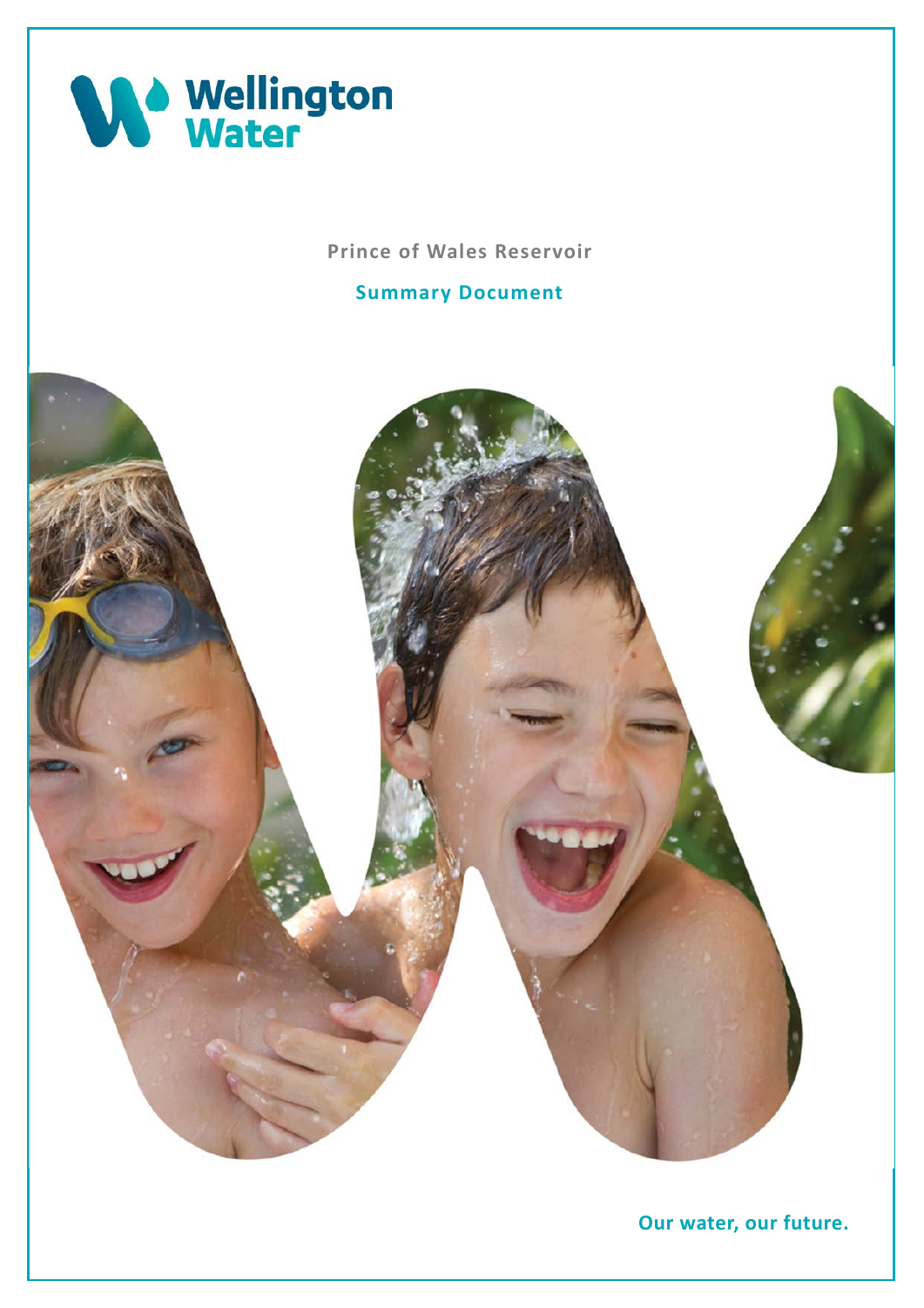Wellington Water

# Prince of Wales Reservoir

## Summary Document

Our water, our future.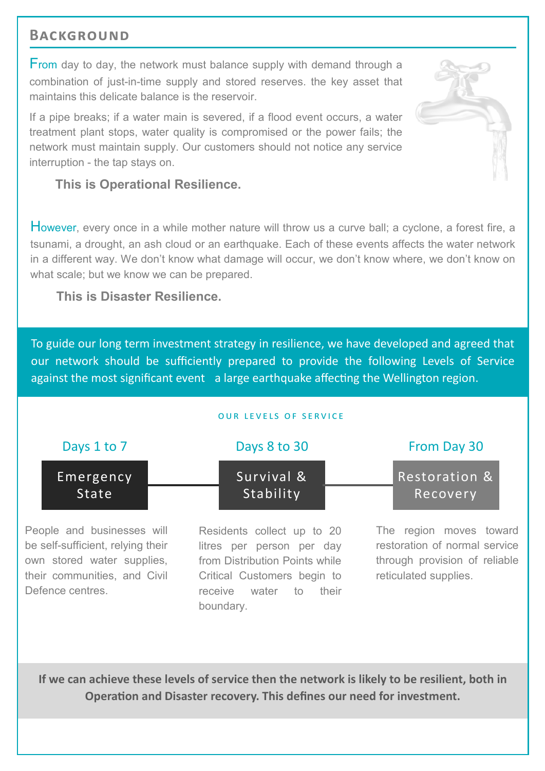## Background

From day to day, the network must balance supply with demand through a combination of just-in-time supply and stored reserves. the key asset that maintains this delicate balance is the reservoir.

If a pipe breaks; if a water main is severed, if a flood event occurs, a water treatment plant stops, water quality is compromised or the power fails; the network must maintain supply. Our customers should not notice any service interruption - the tap stays on.

**This is Operational Resilience.**

However, every once in a while mother nature will throw us a curve ball; a cyclone, a forest fire, a tsunami, a drought, an ash cloud or an earthquake. Each of these events affects the water network in a different way. We don't know what damage will occur, we don't know where, we don't know on what scale; but we know we can be prepared.

**This is Disaster Resilience.**

To guide our long term investment strategy in resilience, we have developed and agreed that our network should be sufficiently prepared to provide the following Levels of Service against the most significant event a large earthquake affecting the Wellington region.

### Our Levels of Service

**Days 1 to 7 — Emergency State**

People and businesses will be self-sufficient, relying their own stored water supplies, their communities, and Civil Defence centres.

**Days 8 to 30 — Survival & Stability**

Residents collect up to 20 litres per person per day from Distribution Points while Critical Customers begin to receive water to their boundary.

**From Day 30 — Restoration & Recovery**

The region moves toward restoration of normal service through provision of reliable reticulated supplies.

**If we can achieve these levels of service then the network is likely to be resilient, both in Operation and Disaster recovery. This defines our need for investment.**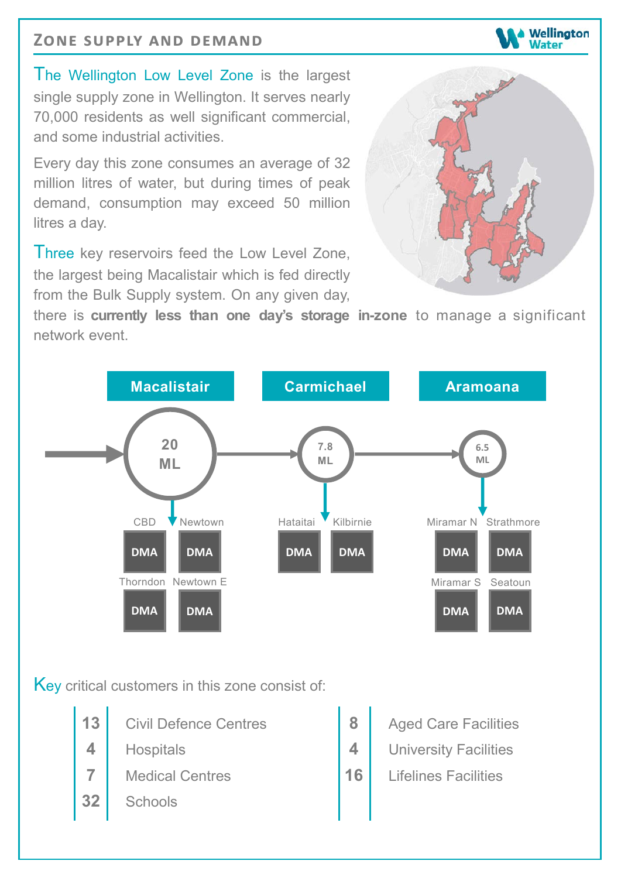## Zone supply and demand

The Wellington Low Level Zone is the largest single supply zone in Wellington. It serves nearly 70,000 residents as well significant commercial, and some industrial activities.

Every day this zone consumes an average of 32 million litres of water, but during times of peak demand, consumption may exceed 50 million litres a day.

Three key reservoirs feed the Low Level Zone, the largest being Macalistair which is fed directly from the Bulk Supply system. On any given day, there is **currently less than one day's storage in-zone** to manage a significant network event.

| Reservoir | Capacity | DMAs |
|---|---|---|
| Macalistair | 20 ML | CBD, Newtown, Thorndon, Newtown E |
| Carmichael | 7.8 ML | Hataitai, Kilbirnie |
| Aramoana | 6.5 ML | Miramar N, Strathmore, Miramar S, Seatoun |

Key critical customers in this zone consist of:

| | |
|---|---|
| 13 | Civil Defence Centres |
| 4 | Hospitals |
| 7 | Medical Centres |
| 32 | Schools |
| 8 | Aged Care Facilities |
| 4 | University Facilities |
| 16 | Lifelines Facilities |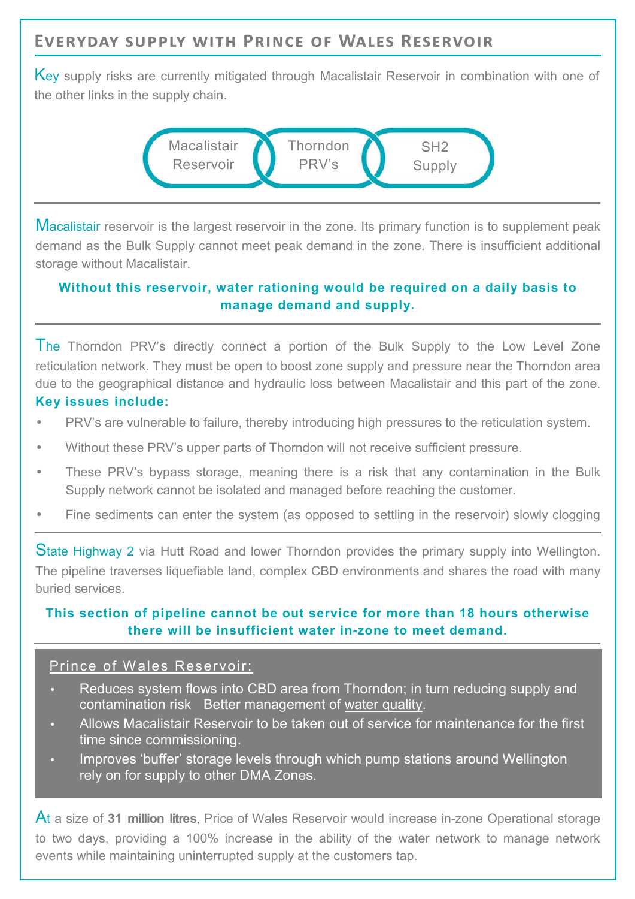## Everyday supply with Prince of Wales Reservoir

Key supply risks are currently mitigated through Macalistair Reservoir in combination with one of the other links in the supply chain.

Macalistair Reservoir — Thorndon PRV's — SH2 Supply

Macalistair reservoir is the largest reservoir in the zone. Its primary function is to supplement peak demand as the Bulk Supply cannot meet peak demand in the zone. There is insufficient additional storage without Macalistair.

**Without this reservoir, water rationing would be required on a daily basis to manage demand and supply.**

The Thorndon PRV's directly connect a portion of the Bulk Supply to the Low Level Zone reticulation network. They must be open to boost zone supply and pressure near the Thorndon area due to the geographical distance and hydraulic loss between Macalistair and this part of the zone.

**Key issues include:**

- PRV's are vulnerable to failure, thereby introducing high pressures to the reticulation system.
- Without these PRV's upper parts of Thorndon will not receive sufficient pressure.
- These PRV's bypass storage, meaning there is a risk that any contamination in the Bulk Supply network cannot be isolated and managed before reaching the customer.
- Fine sediments can enter the system (as opposed to settling in the reservoir) slowly clogging

State Highway 2 via Hutt Road and lower Thorndon provides the primary supply into Wellington. The pipeline traverses liquefiable land, complex CBD environments and shares the road with many buried services.

**This section of pipeline cannot be out service for more than 18 hours otherwise there will be insufficient water in-zone to meet demand.**

Prince of Wales Reservoir:

- Reduces system flows into CBD area from Thorndon; in turn reducing supply and contamination risk Better management of water quality.
- Allows Macalistair Reservoir to be taken out of service for maintenance for the first time since commissioning.
- Improves 'buffer' storage levels through which pump stations around Wellington rely on for supply to other DMA Zones.

At a size of **31 million litres**, Price of Wales Reservoir would increase in-zone Operational storage to two days, providing a 100% increase in the ability of the water network to manage network events while maintaining uninterrupted supply at the customers tap.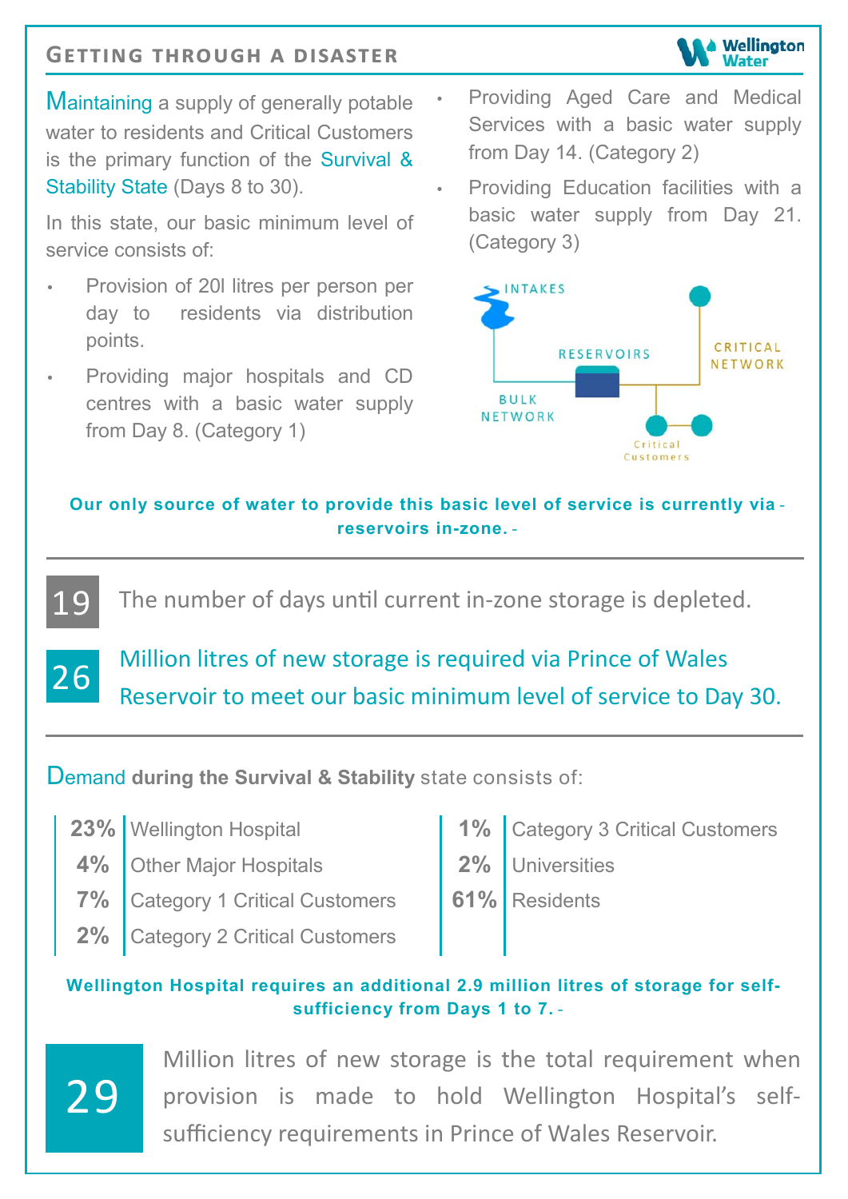## Getting through a disaster

Maintaining a supply of generally potable water to residents and Critical Customers is the primary function of the Survival & Stability State (Days 8 to 30).

In this state, our basic minimum level of service consists of:

- Provision of 20l litres per person per day to residents via distribution points.
- Providing major hospitals and CD centres with a basic water supply from Day 8. (Category 1)
- Providing Aged Care and Medical Services with a basic water supply from Day 14. (Category 2)
- Providing Education facilities with a basic water supply from Day 21. (Category 3)

INTAKES

RESERVOIRS

CRITICAL NETWORK

BULK NETWORK

Critical Customers

**Our only source of water to provide this basic level of service is currently via reservoirs in-zone.**

---

**19** The number of days until current in-zone storage is depleted.

**26** Million litres of new storage is required via Prince of Wales Reservoir to meet our basic minimum level of service to Day 30.

---

Demand **during the Survival & Stability** state consists of:

| % | Customer |
|---|---|
| 23% | Wellington Hospital |
| 4% | Other Major Hospitals |
| 7% | Category 1 Critical Customers |
| 2% | Category 2 Critical Customers |
| 1% | Category 3 Critical Customers |
| 2% | Universities |
| 61% | Residents |

**Wellington Hospital requires an additional 2.9 million litres of storage for self-sufficiency from Days 1 to 7.**

**29** Million litres of new storage is the total requirement when provision is made to hold Wellington Hospital's self-sufficiency requirements in Prince of Wales Reservoir.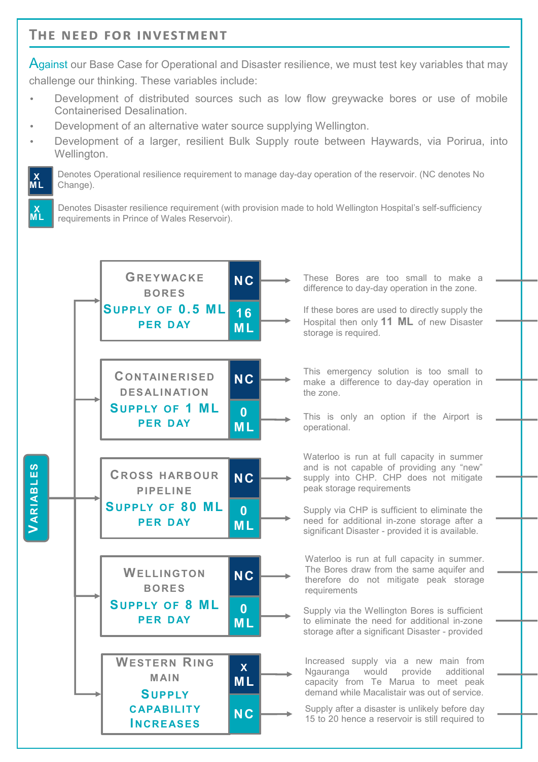## The need for investment

Against our Base Case for Operational and Disaster resilience, we must test key variables that may challenge our thinking. These variables include:

- Development of distributed sources such as low flow greywacke bores or use of mobile Containerised Desalination.
- Development of an alternative water source supplying Wellington.
- Development of a larger, resilient Bulk Supply route between Haywards, via Porirua, into Wellington.

**X ML** (dark) — Denotes Operational resilience requirement to manage day-day operation of the reservoir. (NC denotes No Change).

**X ML** (light) — Denotes Disaster resilience requirement (with provision made to hold Wellington Hospital's self-sufficiency requirements in Prince of Wales Reservoir).

**Variables**

| Variable | Requirement | Comment |
|---|---|---|
| Greywacke Bores — Supply of 0.5 ML per day | NC | These Bores are too small to make a difference to day-day operation in the zone. |
| | 16 ML | If these bores are used to directly supply the Hospital then only **11 ML** of new Disaster storage is required. |
| Containerised Desalination — Supply of 1 ML per day | NC | This emergency solution is too small to make a difference to day-day operation in the zone. |
| | 0 ML | This is only an option if the Airport is operational. |
| Cross Harbour Pipeline — Supply of 80 ML per day | NC | Waterloo is run at full capacity in summer and is not capable of providing any "new" supply into CHP. CHP does not mitigate peak storage requirements |
| | 0 ML | Supply via CHP is sufficient to eliminate the need for additional in-zone storage after a significant Disaster - provided it is available. |
| Wellington Bores — Supply of 8 ML per day | NC | Waterloo is run at full capacity in summer. The Bores draw from the same aquifer and therefore do not mitigate peak storage requirements |
| | 0 ML | Supply via the Wellington Bores is sufficient to eliminate the need for additional in-zone storage after a significant Disaster - provided |
| Western Ring Main — Supply Capability Increases | X ML | Increased supply via a new main from Ngauranga would provide additional capacity from Te Marua to meet peak demand while Macalistair was out of service. |
| | NC | Supply after a disaster is unlikely before day 15 to 20 hence a reservoir is still required to |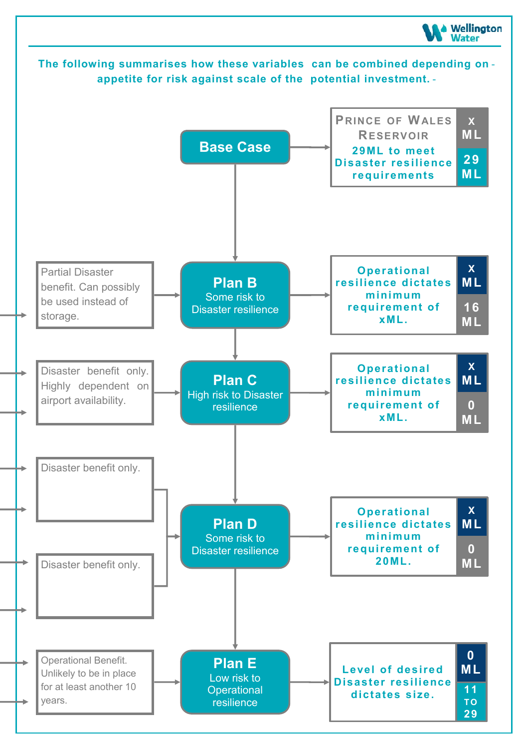The following summarises how these variables can be combined depending on appetite for risk against scale of the potential investment.

## Base Case

Prince of Wales Reservoir — 29ML to meet Disaster resilience requirements

| | |
|---|---|
| x ML | 29 ML |

## Plan B
Some risk to Disaster resilience

Partial Disaster benefit. Can possibly be used instead of storage.

Operational resilience dictates minimum requirement of xML.

| | |
|---|---|
| x ML | 16 ML |

## Plan C
High risk to Disaster resilience

Disaster benefit only. Highly dependent on airport availability.

Operational resilience dictates minimum requirement of xML.

| | |
|---|---|
| x ML | 0 ML |

## Plan D
Some risk to Disaster resilience

Disaster benefit only.

Disaster benefit only.

Operational resilience dictates minimum requirement of 20ML.

| | |
|---|---|
| x ML | 0 ML |

## Plan E
Low risk to Operational resilience

Operational Benefit. Unlikely to be in place for at least another 10 years.

Level of desired Disaster resilience dictates size.

| | |
|---|---|
| 0 ML | 11 to 29 |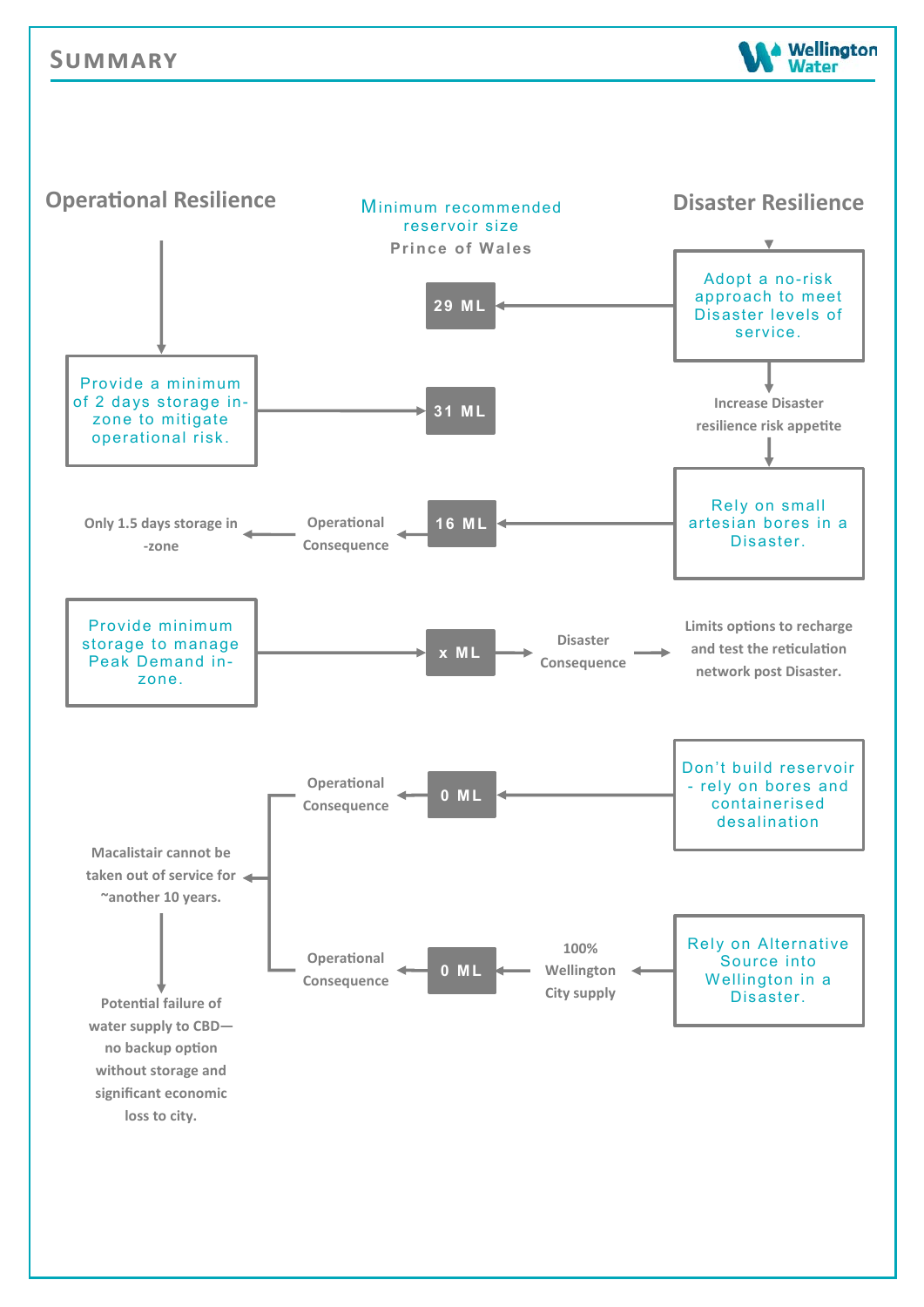## Summary

**Operational Resilience**

Minimum recommended reservoir size

Prince of Wales

**Disaster Resilience**

Adopt a no-risk approach to meet Disaster levels of service.

29 ML

Provide a minimum of 2 days storage in-zone to mitigate operational risk.

31 ML

Increase Disaster resilience risk appetite

Rely on small artesian bores in a Disaster.

16 ML

Operational Consequence

Only 1.5 days storage in-zone

Provide minimum storage to manage Peak Demand in-zone.

x ML

Disaster Consequence

Limits options to recharge and test the reticulation network post Disaster.

Don't build reservoir - rely on bores and containerised desalination

0 ML

Operational Consequence

Rely on Alternative Source into Wellington in a Disaster.

100% Wellington City supply

0 ML

Operational Consequence

Macalistair cannot be taken out of service for ~another 10 years.

Potential failure of water supply to CBD—no backup option without storage and significant economic loss to city.